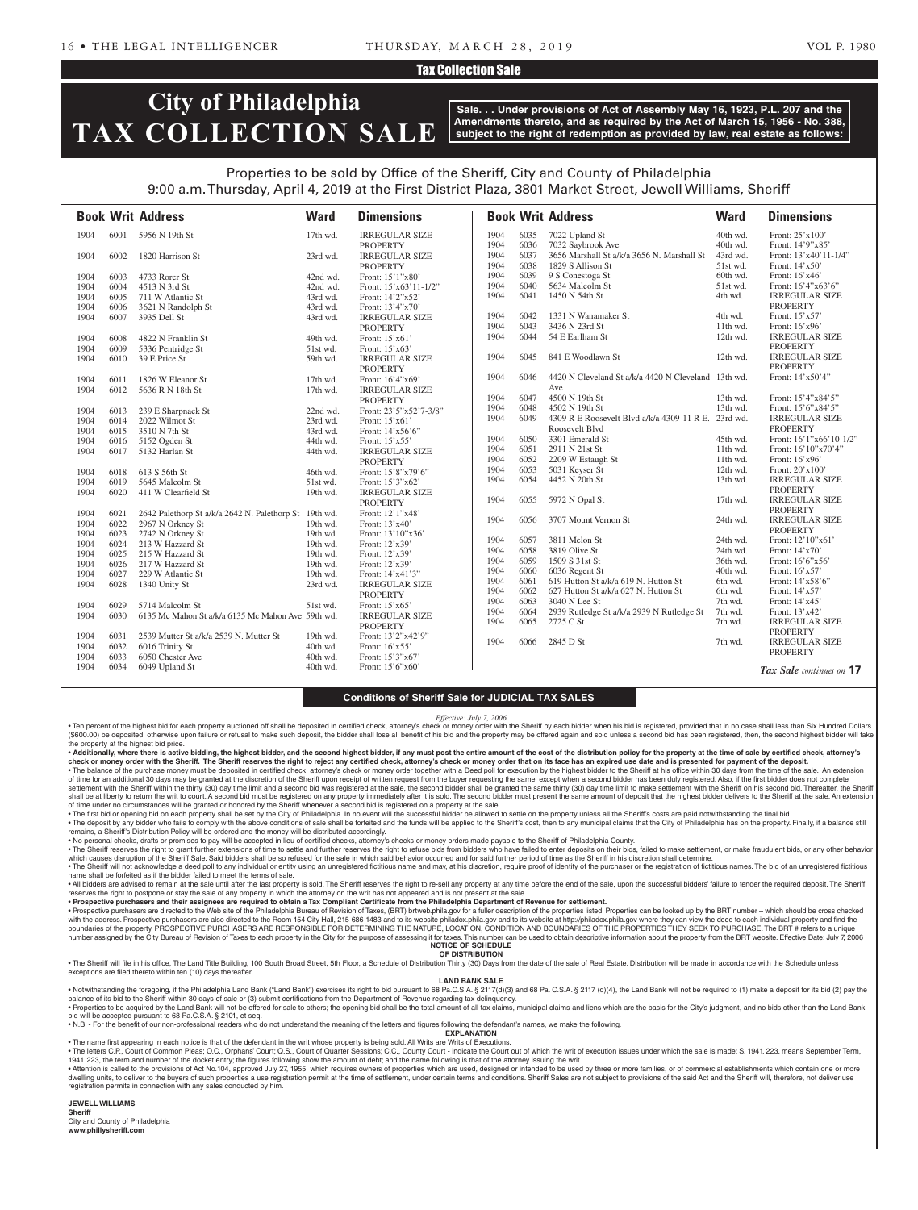## Tax Collection Sale

# City of Philadelphia TAX COLLECTION SALE

**Sale. . . Under provisions of Act of Assembly May 16, 1923, P.L. 207 and the Amendments thereto, and as required by the Act of March 15, 1956 - No. 388, subject to the right of redemption as provided by law, real estate as follows:**

Properties to be sold by Office of the Sheriff, City and County of Philadelphia
9:00 a.m. Thursday, April 4, 2019 at the First District Plaza, 3801 Market Street, Jewell Williams, Sheriff

| Book | Writ | Address | Ward | Dimensions |
|---|---|---|---|---|
| 1904 | 6001 | 5956 N 19th St | 17th wd. | IRREGULAR SIZE PROPERTY |
| 1904 | 6002 | 1820 Harrison St | 23rd wd. | IRREGULAR SIZE PROPERTY |
| 1904 | 6003 | 4733 Rorer St | 42nd wd. | Front: 15'1"x80' |
| 1904 | 6004 | 4513 N 3rd St | 42nd wd. | Front: 15'x63'11-1/2" |
| 1904 | 6005 | 711 W Atlantic St | 43rd wd. | Front: 14'2"x52' |
| 1904 | 6006 | 3621 N Randolph St | 43rd wd. | Front: 13'4"x70' |
| 1904 | 6007 | 3935 Dell St | 43rd wd. | IRREGULAR SIZE PROPERTY |
| 1904 | 6008 | 4822 N Franklin St | 49th wd. | Front: 15'x61' |
| 1904 | 6009 | 5336 Pentridge St | 51st wd. | Front: 15'x63' |
| 1904 | 6010 | 39 E Price St | 59th wd. | IRREGULAR SIZE PROPERTY |
| 1904 | 6011 | 1826 W Eleanor St | 17th wd. | Front: 16'4"x69' |
| 1904 | 6012 | 5636 R N 18th St | 17th wd. | IRREGULAR SIZE PROPERTY |
| 1904 | 6013 | 239 E Sharpnack St | 22nd wd. | Front: 23'5"x52'7-3/8" |
| 1904 | 6014 | 2022 Wilmot St | 23rd wd. | Front: 15'x61' |
| 1904 | 6015 | 3510 N 7th St | 43rd wd. | Front: 14'x56'6" |
| 1904 | 6016 | 5152 Ogden St | 44th wd. | Front: 15'x55' |
| 1904 | 6017 | 5132 Harlan St | 44th wd. | IRREGULAR SIZE PROPERTY |
| 1904 | 6018 | 613 S 56th St | 46th wd. | Front: 15'8"x79'6" |
| 1904 | 6019 | 5645 Malcolm St | 51st wd. | Front: 15'3"x62' |
| 1904 | 6020 | 411 W Clearfield St | 19th wd. | IRREGULAR SIZE PROPERTY |
| 1904 | 6021 | 2642 Palethorp St a/k/a 2642 N. Palethorp St | 19th wd. | Front: 12'1"x48' |
| 1904 | 6022 | 2967 N Orkney St | 19th wd. | Front: 13'x40' |
| 1904 | 6023 | 2742 N Orkney St | 19th wd. | Front: 13'10"x36' |
| 1904 | 6024 | 213 W Hazzard St | 19th wd. | Front: 12'x39' |
| 1904 | 6025 | 215 W Hazzard St | 19th wd. | Front: 12'x39' |
| 1904 | 6026 | 217 W Hazzard St | 19th wd. | Front: 12'x39' |
| 1904 | 6027 | 229 W Atlantic St | 19th wd. | Front: 14'x41'3" |
| 1904 | 6028 | 1340 Unity St | 23rd wd. | IRREGULAR SIZE PROPERTY |
| 1904 | 6029 | 5714 Malcolm St | 51st wd. | Front: 15'x65' |
| 1904 | 6030 | 6135 Mc Mahon St a/k/a 6135 Mc Mahon Ave | 59th wd. | IRREGULAR SIZE PROPERTY |
| 1904 | 6031 | 2539 Mutter St a/k/a 2539 N. Mutter St | 19th wd. | Front: 13'2"x42'9" |
| 1904 | 6032 | 6016 Trinity St | 40th wd. | Front: 16'x55' |
| 1904 | 6033 | 6050 Chester Ave | 40th wd. | Front: 15'3"x67' |
| 1904 | 6034 | 6049 Upland St | 40th wd. | Front: 15'6"x60' |
| 1904 | 6035 | 7022 Upland St | 40th wd. | Front: 25'x100' |
| 1904 | 6036 | 7032 Saybrook Ave | 40th wd. | Front: 14'9"x85' |
| 1904 | 6037 | 3656 Marshall St a/k/a 3656 N. Marshall St | 43rd wd. | Front: 13'x40'11-1/4" |
| 1904 | 6038 | 1829 S Allison St | 51st wd. | Front: 14'x50' |
| 1904 | 6039 | 9 S Conestoga St | 60th wd. | Front: 16'x46' |
| 1904 | 6040 | 5634 Malcolm St | 51st wd. | Front: 16'4"x63'6" |
| 1904 | 6041 | 1450 N 54th St | 4th wd. | IRREGULAR SIZE PROPERTY |
| 1904 | 6042 | 1331 N Wanamaker St | 4th wd. | Front: 15'x57' |
| 1904 | 6043 | 3436 N 23rd St | 11th wd. | Front: 16'x96' |
| 1904 | 6044 | 54 E Earlham St | 12th wd. | IRREGULAR SIZE PROPERTY |
| 1904 | 6045 | 841 E Woodlawn St | 12th wd. | IRREGULAR SIZE PROPERTY |
| 1904 | 6046 | 4420 N Cleveland St a/k/a 4420 N Cleveland Ave | 13th wd. | Front: 14'x50'4" |
| 1904 | 6047 | 4500 N 19th St | 13th wd. | Front: 15'4"x84'5" |
| 1904 | 6048 | 4502 N 19th St | 13th wd. | Front: 15'6"x84'5" |
| 1904 | 6049 | 4309 R E Roosevelt Blvd a/k/a 4309-11 R E. Roosevelt Blvd | 23rd wd. | IRREGULAR SIZE PROPERTY |
| 1904 | 6050 | 3301 Emerald St | 45th wd. | Front: 16'1"x66'10-1/2" |
| 1904 | 6051 | 2911 N 21st St | 11th wd. | Front: 16'10"x70'4" |
| 1904 | 6052 | 2209 W Estaugh St | 11th wd. | Front: 16'x96' |
| 1904 | 6053 | 5031 Keyser St | 12th wd. | Front: 20'x100' |
| 1904 | 6054 | 4452 N 20th St | 13th wd. | IRREGULAR SIZE PROPERTY |
| 1904 | 6055 | 5972 N Opal St | 17th wd. | IRREGULAR SIZE PROPERTY |
| 1904 | 6056 | 3707 Mount Vernon St | 24th wd. | IRREGULAR SIZE PROPERTY |
| 1904 | 6057 | 3811 Melon St | 24th wd. | Front: 12'10"x61' |
| 1904 | 6058 | 3819 Olive St | 24th wd. | Front: 14'x70' |
| 1904 | 6059 | 1509 S 31st St | 36th wd. | Front: 16'6"x56' |
| 1904 | 6060 | 6036 Regent St | 40th wd. | Front: 16'x57' |
| 1904 | 6061 | 619 Hutton St a/k/a 619 N. Hutton St | 6th wd. | Front: 14'x58'6" |
| 1904 | 6062 | 627 Hutton St a/k/a 627 N. Hutton St | 6th wd. | Front: 14'x57' |
| 1904 | 6063 | 3040 N Lee St | 7th wd. | Front: 14'x45' |
| 1904 | 6064 | 2939 Rutledge St a/k/a 2939 N Rutledge St | 7th wd. | Front: 13'x42' |
| 1904 | 6065 | 2725 C St | 7th wd. | IRREGULAR SIZE PROPERTY |
| 1904 | 6066 | 2845 D St | 7th wd. | IRREGULAR SIZE PROPERTY |

*Tax Sale continues on* **17**

### Conditions of Sheriff Sale for JUDICIAL TAX SALES

*Effective: July 7, 2006*

• Ten percent of the highest bid for each property auctioned off shall be deposited in certified check, attorney's check or money order with the Sheriff by each bidder when his bid is registered, provided that in no case shall less than Six Hundred Dollars ($600.00) be deposited, otherwise upon failure or refusal to make such deposit, the bidder shall lose all benefit of his bid and the property may be offered again and sold unless a second bid has been registered, then, the second highest bidder will take the property at the highest bid price.

• **Additionally, where there is active bidding, the highest bidder, and the second highest bidder, if any must post the entire amount of the cost of the distribution policy for the property at the time of sale by certified check, attorney's check or money order with the Sheriff. The Sheriff reserves the right to reject any certified check, attorney's check or money order that on its face has an expired use date and is presented for payment of the deposit.**

• The balance of the purchase money must be deposited in certified check, attorney's check or money order together with a Deed poll for execution by the highest bidder to the Sheriff at his office within 30 days from the time of the sale. An extension of time for an additional 30 days may be granted at the discretion of the Sheriff upon receipt of written request from the buyer requesting the same, except when a second bidder has been duly registered. Also, if the first bidder does not complete settlement with the Sheriff within the thirty (30) day time limit and a second bid was registered at the sale, the second bidder shall be granted the same thirty (30) day time limit to make settlement with the Sheriff on his second bid. Thereafter, the Sheriff shall be at liberty to return the writ to court. A second bid must be registered on any property immediately after it is sold. The second bidder must present the same amount of deposit that the highest bidder delivers to the Sheriff at the sale. An extension of time under no circumstances will be granted or honored by the Sheriff whenever a second bid is registered on a property at the sale.

• The first bid or opening bid on each property shall be set by the City of Philadelphia. In no event will the successful bidder be allowed to settle on the property unless all the Sheriff's costs are paid notwithstanding the final bid.

• The deposit by any bidder who fails to comply with the above conditions of sale shall be forfeited and the funds will be applied to the Sheriff's cost, then to any municipal claims that the City of Philadelphia has on the property. Finally, if a balance still remains, a Sheriff's Distribution Policy will be ordered and the money will be distributed accordingly.

• No personal checks, drafts or promises to pay will be accepted in lieu of certified checks, attorney's checks or money orders made payable to the Sheriff of Philadelphia County.

• The Sheriff reserves the right to grant further extensions of time to settle and further reserves the right to refuse bids from bidders who have failed to enter deposits on their bids, failed to make settlement, or make fraudulent bids, or any other behavior which causes disruption of the Sheriff Sale. Said bidders shall be so refused for the sale in which said behavior occurred and for said further period of time as the Sheriff in his discretion shall determine.

• The Sheriff will not acknowledge a deed poll to any individual or entity using an unregistered fictitious name and may, at his discretion, require proof of identity of the purchaser or the registration of fictitious names. The bid of an unregistered fictitious name shall be forfeited as if the bidder failed to meet the terms of sale.

• All bidders are advised to remain at the sale until after the last property is sold. The Sheriff reserves the right to re-sell any property at any time before the end of the sale, upon the successful bidders' failure to tender the required deposit. The Sheriff reserves the right to postpone or stay the sale of any property in which the attorney on the writ has not appeared and is not present at the sale.

• **Prospective purchasers and their assignees are required to obtain a Tax Compliant Certificate from the Philadelphia Department of Revenue for settlement.**

• Prospective purchasers are directed to the Web site of the Philadelphia Bureau of Revision of Taxes, (BRT) brtweb.phila.gov for a fuller description of the properties listed. Properties can be looked up by the BRT number – which should be cross checked with the address. Prospective purchasers are also directed to the Room 154 City Hall, 215-686-1483 and to its website philadox.phila.gov and to its website at http://philadox.phila.gov where they can view the deed to each individual property and find the boundaries of the property. PROSPECTIVE PURCHASERS ARE RESPONSIBLE FOR DETERMINING THE NATURE, LOCATION, CONDITION AND BOUNDARIES OF THE PROPERTIES THEY SEEK TO PURCHASE. The BRT # refers to a unique number assigned by the City Bureau of Revision of Taxes to each property in the City for the purpose of assessing it for taxes. This number can be used to obtain descriptive information about the property from the BRT website. Effective Date: July 7, 2006

**NOTICE OF SCHEDULE OF DISTRIBUTION**

• The Sheriff will file in his office, The Land Title Building, 100 South Broad Street, 5th Floor, a Schedule of Distribution Thirty (30) Days from the date of the sale of Real Estate. Distribution will be made in accordance with the Schedule unless exceptions are filed thereto within ten (10) days thereafter.

**LAND BANK SALE**

• Notwithstanding the foregoing, if the Philadelphia Land Bank ("Land Bank") exercises its right to bid pursuant to 68 Pa.C.S.A. § 2117(d)(3) and 68 Pa. C.S.A. § 2117 (d)(4), the Land Bank will not be required to (1) make a deposit for its bid (2) pay the balance of its bid to the Sheriff within 30 days of sale or (3) submit certifications from the Department of Revenue regarding tax delinquency.

• Properties to be acquired by the Land Bank will not be offered for sale to others; the opening bid shall be the total amount of all tax claims, municipal claims and liens which are the basis for the City's judgment, and no bids other than the Land Bank bid will be accepted pursuant to 68 Pa.C.S.A. § 2101, et seq.

• N.B. - For the benefit of our non-professional readers who do not understand the meaning of the letters and figures following the defendant's names, we make the following.

**EXPLANATION**

• The name first appearing in each notice is that of the defendant in the writ whose property is being sold. All Writs are Writs of Executions.

• The letters C.P., Court of Common Pleas; O.C., Orphans' Court; Q.S., Court of Quarter Sessions; C.C., County Court - indicate the Court out of which the writ of execution issues under which the sale is made: S. 1941. 223. means September Term, 1941. 223, the term and number of the docket entry; the figures following show the amount of debt; and the name following is that of the attorney issuing the writ.

• Attention is called to the provisions of Act No.104, approved July 27, 1955, which requires owners of properties which are used, designed or intended to be used by three or more families, or of commercial establishments which contain one or more dwelling units, to deliver to the buyers of such properties a use registration permit at the time of settlement, under certain terms and conditions. Sheriff Sales are not subject to provisions of the said Act and the Sheriff will, therefore, not deliver use registration permits in connection with any sales conducted by him.

**JEWELL WILLIAMS**
**Sheriff**
City and County of Philadelphia
**www.phillysheriff.com**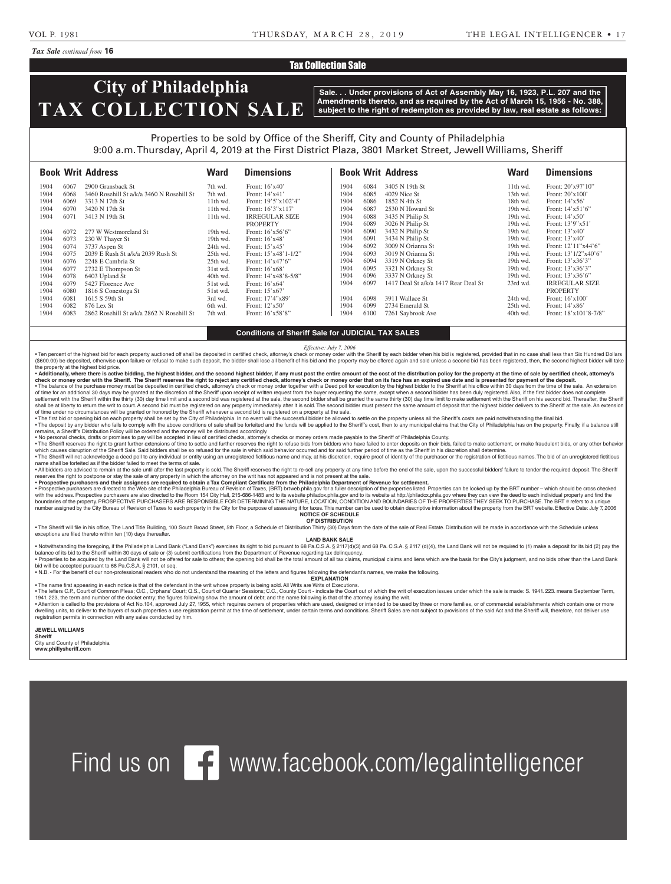*Tax Sale continued from* **16**

## Tax Collection Sale

# City of Philadelphia TAX COLLECTION SALE

**Sale. . . Under provisions of Act of Assembly May 16, 1923, P.L. 207 and the Amendments thereto, and as required by the Act of March 15, 1956 - No. 388, subject to the right of redemption as provided by law, real estate as follows:**

Properties to be sold by Office of the Sheriff, City and County of Philadelphia
9:00 a.m. Thursday, April 4, 2019 at the First District Plaza, 3801 Market Street, Jewell Williams, Sheriff

| Book | Writ | Address | Ward | Dimensions |
|---|---|---|---|---|
| 1904 | 6067 | 2900 Gransback St | 7th wd. | Front: 16'x40' |
| 1904 | 6068 | 3460 Rosehill St a/k/a 3460 N Rosehill St | 7th wd. | Front: 14'x41' |
| 1904 | 6069 | 3313 N 17th St | 11th wd. | Front: 19'5"x102'4" |
| 1904 | 6070 | 3420 N 17th St | 11th wd. | Front: 16'3"x117' |
| 1904 | 6071 | 3413 N 19th St | 11th wd. | IRREGULAR SIZE PROPERTY |
| 1904 | 6072 | 277 W Westmoreland St | 19th wd. | Front: 16'x56'6" |
| 1904 | 6073 | 230 W Thayer St | 19th wd. | Front: 16'x48' |
| 1904 | 6074 | 3737 Aspen St | 24th wd. | Front: 15'x45' |
| 1904 | 6075 | 2039 E Rush St a/k/a 2039 Rush St | 25th wd. | Front: 15'x48'1-1/2" |
| 1904 | 6076 | 2248 E Cambria St | 25th wd. | Front: 14'x47'6" |
| 1904 | 6077 | 2732 E Thompson St | 31st wd. | Front: 16'x68' |
| 1904 | 6078 | 6403 Upland St | 40th wd. | Front: 14'x48'8-5/8" |
| 1904 | 6079 | 5427 Florence Ave | 51st wd. | Front: 16'x64' |
| 1904 | 6080 | 1816 S Conestoga St | 51st wd. | Front: 15'x67' |
| 1904 | 6081 | 1615 S 59th St | 3rd wd. | Front: 17'4"x89' |
| 1904 | 6082 | 876 Lex St | 6th wd. | Front: 12'x50' |
| 1904 | 6083 | 2862 Rosehill St a/k/a 2862 N Rosehill St | 7th wd. | Front: 16'x58'8" |
| 1904 | 6084 | 3405 N 19th St | 11th wd. | Front: 20'x97'10" |
| 1904 | 6085 | 4029 Nice St | 13th wd. | Front: 20'x100' |
| 1904 | 6086 | 1852 N 4th St | 18th wd. | Front: 14'x56' |
| 1904 | 6087 | 2530 N Howard St | 19th wd. | Front: 14'x51'6" |
| 1904 | 6088 | 3435 N Philip St | 19th wd. | Front: 14'x50' |
| 1904 | 6089 | 3026 N Philip St | 19th wd. | Front: 13'9"x51' |
| 1904 | 6090 | 3432 N Philip St | 19th wd. | Front: 13'x40' |
| 1904 | 6091 | 3434 N Philip St | 19th wd. | Front: 13'x40' |
| 1904 | 6092 | 3009 N Orianna St | 19th wd. | Front: 12'11"x44'6" |
| 1904 | 6093 | 3019 N Orianna St | 19th wd. | Front: 13'1/2"x40'6" |
| 1904 | 6094 | 3319 N Orkney St | 19th wd. | Front: 13'x36'3" |
| 1904 | 6095 | 3321 N Orkney St | 19th wd. | Front: 13'x36'3" |
| 1904 | 6096 | 3337 N Orkney St | 19th wd. | Front: 13'x36'6" |
| 1904 | 6097 | 1417 Deal St a/k/a 1417 Rear Deal St | 23rd wd. | IRREGULAR SIZE PROPERTY |
| 1904 | 6098 | 3911 Wallace St | 24th wd. | Front: 16'x100' |
| 1904 | 6099 | 2734 Emerald St | 25th wd. | Front: 14'x86' |
| 1904 | 6100 | 7261 Saybrook Ave | 40th wd. | Front: 18'x101'8-7/8" |

### Conditions of Sheriff Sale for JUDICIAL TAX SALES

*Effective: July 7, 2006*

• Ten percent of the highest bid for each property auctioned off shall be deposited in certified check, attorney's check or money order with the Sheriff by each bidder when his bid is registered, provided that in no case shall less than Six Hundred Dollars ($600.00) be deposited, otherwise upon failure or refusal to make such deposit, the bidder shall lose all benefit of his bid and the property may be offered again and sold unless a second bid has been registered, then, the second highest bidder will take the property at the highest bid price.

• **Additionally, where there is active bidding, the highest bidder, and the second highest bidder, if any must post the entire amount of the cost of the distribution policy for the property at the time of sale by certified check, attorney's check or money order with the Sheriff. The Sheriff reserves the right to reject any certified check, attorney's check or money order that on its face has an expired use date and is presented for payment of the deposit.**

• The balance of the purchase money must be deposited in certified check, attorney's check or money order together with a Deed poll for execution by the highest bidder to the Sheriff at his office within 30 days from the time of the sale. An extension of time for an additional 30 days may be granted at the discretion of the Sheriff upon receipt of written request from the buyer requesting the same, except when a second bidder has been duly registered. Also, if the first bidder does not complete settlement with the Sheriff within the thirty (30) day time limit and a second bid was registered at the sale, the second bidder shall be granted the same thirty (30) day time limit to make settlement with the Sheriff on his second bid. Thereafter, the Sheriff shall be at liberty to return the writ to court. A second bid must be registered on any property immediately after it is sold. The second bidder must present the same amount of deposit that the highest bidder delivers to the Sheriff at the sale. An extension of time under no circumstances will be granted or honored by the Sheriff whenever a second bid is registered on a property at the sale.

• The first bid or opening bid on each property shall be set by the City of Philadelphia. In no event will the successful bidder be allowed to settle on the property unless all the Sheriff's costs are paid notwithstanding the final bid.

• The deposit by any bidder who fails to comply with the above conditions of sale shall be forfeited and the funds will be applied to the Sheriff's cost, then to any municipal claims that the City of Philadelphia has on the property. Finally, if a balance still remains, a Sheriff's Distribution Policy will be ordered and the money will be distributed accordingly.

• No personal checks, drafts or promises to pay will be accepted in lieu of certified checks, attorney's checks or money orders made payable to the Sheriff of Philadelphia County.

• The Sheriff reserves the right to grant further extensions of time to settle and further reserves the right to refuse bids from bidders who have failed to enter deposits on their bids, failed to make settlement, or make fraudulent bids, or any other behavior which causes disruption of the Sheriff Sale. Said bidders shall be so refused for the sale in which said behavior occurred and for said further period of time as the Sheriff in his discretion shall determine.

• The Sheriff will not acknowledge a deed poll to any individual or entity using an unregistered fictitious name and may, at his discretion, require proof of identity of the purchaser or the registration of fictitious names. The bid of an unregistered fictitious name shall be forfeited as if the bidder failed to meet the terms of sale.

• All bidders are advised to remain at the sale until after the last property is sold. The Sheriff reserves the right to re-sell any property at any time before the end of the sale, upon the successful bidders' failure to tender the required deposit. The Sheriff reserves the right to postpone or stay the sale of any property in which the attorney on the writ has not appeared and is not present at the sale.

• **Prospective purchasers and their assignees are required to obtain a Tax Compliant Certificate from the Philadelphia Department of Revenue for settlement.**

• Prospective purchasers are directed to the Web site of the Philadelphia Bureau of Revision of Taxes, (BRT) brtweb.phila.gov for a fuller description of the properties listed. Properties can be looked up by the BRT number – which should be cross checked with the address. Prospective purchasers are also directed to the Room 154 City Hall, 215-686-1483 and to its website philadox.phila.gov and to its website at http://philadox.phila.gov where they can view the deed to each individual property and find the boundaries of the property. PROSPECTIVE PURCHASERS ARE RESPONSIBLE FOR DETERMINING THE NATURE, LOCATION, CONDITION AND BOUNDARIES OF THE PROPERTIES THEY SEEK TO PURCHASE. The BRT # refers to a unique number assigned by the City Bureau of Revision of Taxes to each property in the City for the purpose of assessing it for taxes. This number can be used to obtain descriptive information about the property from the BRT website. Effective Date: July 7, 2006

**NOTICE OF SCHEDULE OF DISTRIBUTION**

• The Sheriff will file in his office, The Land Title Building, 100 South Broad Street, 5th Floor, a Schedule of Distribution Thirty (30) Days from the date of the sale of Real Estate. Distribution will be made in accordance with the Schedule unless exceptions are filed thereto within ten (10) days thereafter.

**LAND BANK SALE**

• Notwithstanding the foregoing, if the Philadelphia Land Bank ("Land Bank") exercises its right to bid pursuant to 68 Pa.C.S.A. § 2117(d)(3) and 68 Pa. C.S.A. § 2117 (d)(4), the Land Bank will not be required to (1) make a deposit for its bid (2) pay the balance of its bid to the Sheriff within 30 days of sale or (3) submit certifications from the Department of Revenue regarding tax delinquency.

• Properties to be acquired by the Land Bank will not be offered for sale to others; the opening bid shall be the total amount of all tax claims, municipal claims and liens which are the basis for the City's judgment, and no bids other than the Land Bank bid will be accepted pursuant to 68 Pa.C.S.A. § 2101, et seq.

• N.B. - For the benefit of our non-professional readers who do not understand the meaning of the letters and figures following the defendant's names, we make the following.

**EXPLANATION**

• The name first appearing in each notice is that of the defendant in the writ whose property is being sold. All Writs are Writs of Executions.

• The letters C.P., Court of Common Pleas; O.C., Orphans' Court; Q.S., Court of Quarter Sessions; C.C., County Court - indicate the Court out of which the writ of execution issues under which the sale is made: S. 1941. 223. means September Term, 1941. 223, the term and number of the docket entry; the figures following show the amount of debt; and the name following is that of the attorney issuing the writ.

• Attention is called to the provisions of Act No.104, approved July 27, 1955, which requires owners of properties which are used, designed or intended to be used by three or more families, or of commercial establishments which contain one or more dwelling units, to deliver to the buyers of such properties a use registration permit at the time of settlement, under certain terms and conditions. Sheriff Sales are not subject to provisions of the said Act and the Sheriff will, therefore, not deliver use registration permits in connection with any sales conducted by him.

**JEWELL WILLIAMS**
**Sheriff**
City and County of Philadelphia
**www.phillysheriff.com**

Find us on www.facebook.com/legalintelligencer